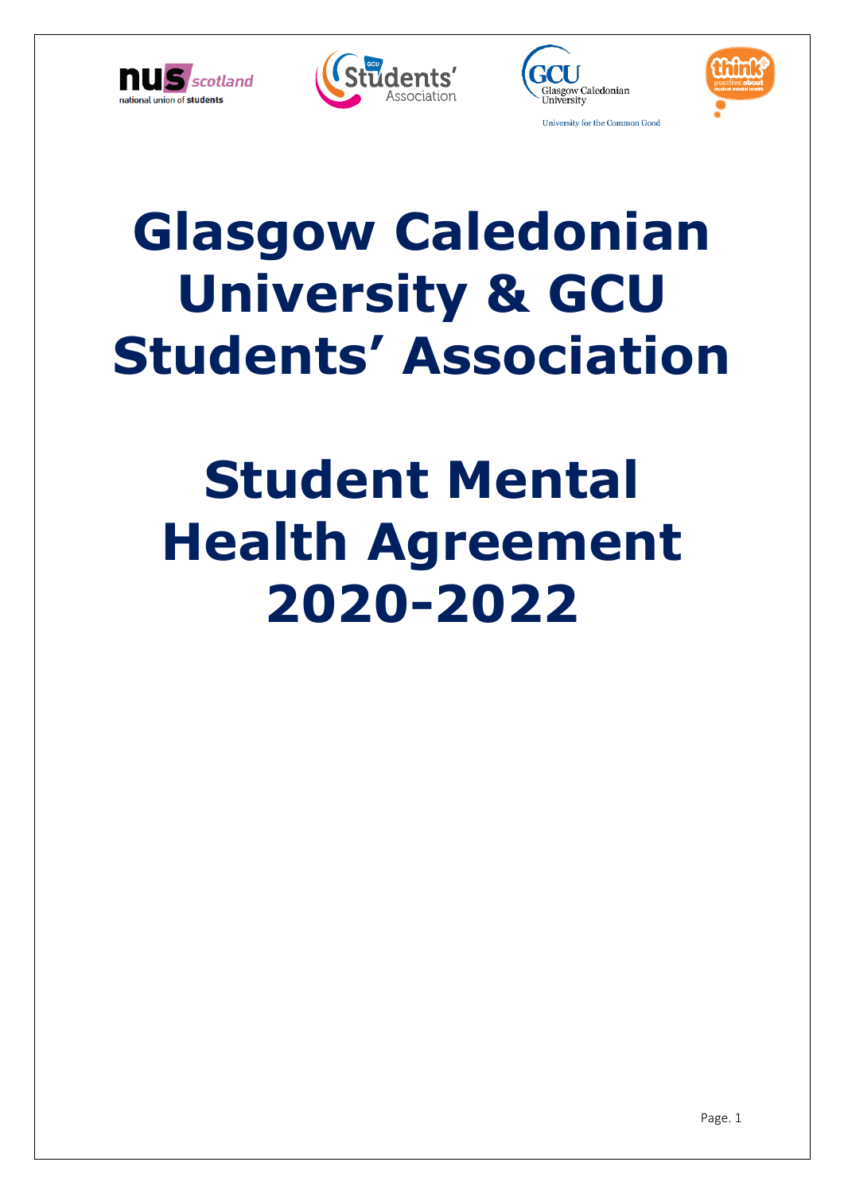# Glasgow Caledonian University & GCU Students' Association

# Student Mental Health Agreement 2020-2022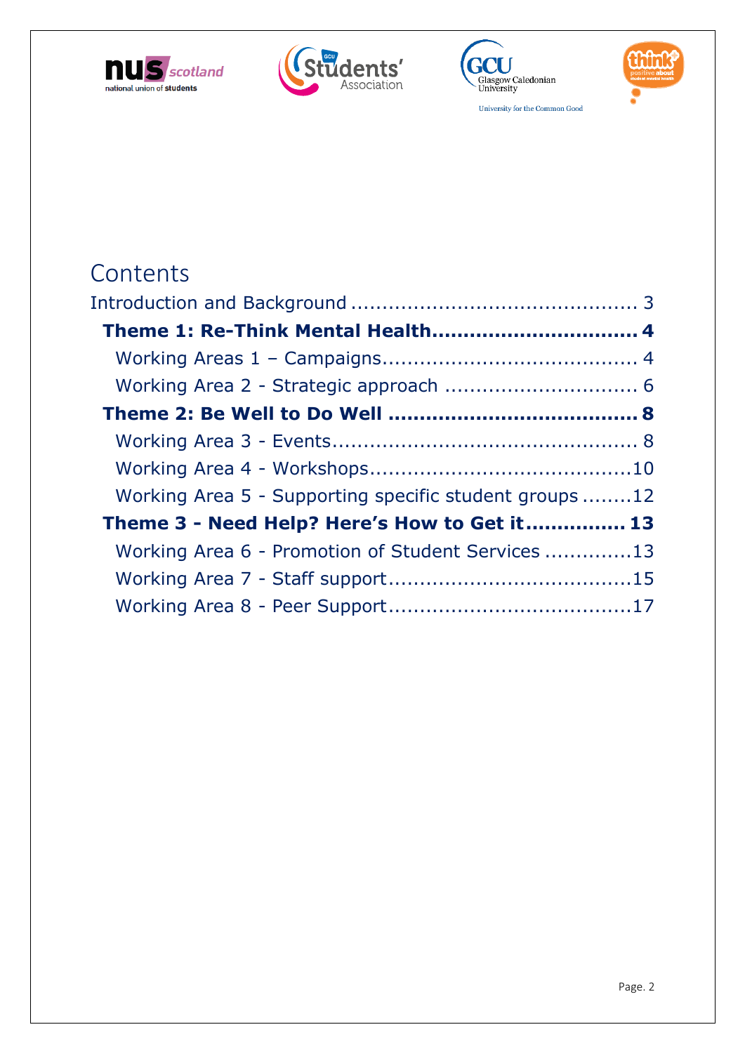# Contents

Introduction and Background ............................................. 3

**Theme 1: Re-Think Mental Health................................ 4**

Working Areas 1 – Campaigns........................................ 4

Working Area 2 - Strategic approach .............................. 6

**Theme 2: Be Well to Do Well ...................................... 8**

Working Area 3 - Events................................................. 8

Working Area 4 - Workshops..........................................10

Working Area 5 - Supporting specific student groups ........12

**Theme 3 - Need Help? Here's How to Get it................ 13**

Working Area 6 - Promotion of Student Services .............13

Working Area 7 - Staff support.......................................15

Working Area 8 - Peer Support.......................................17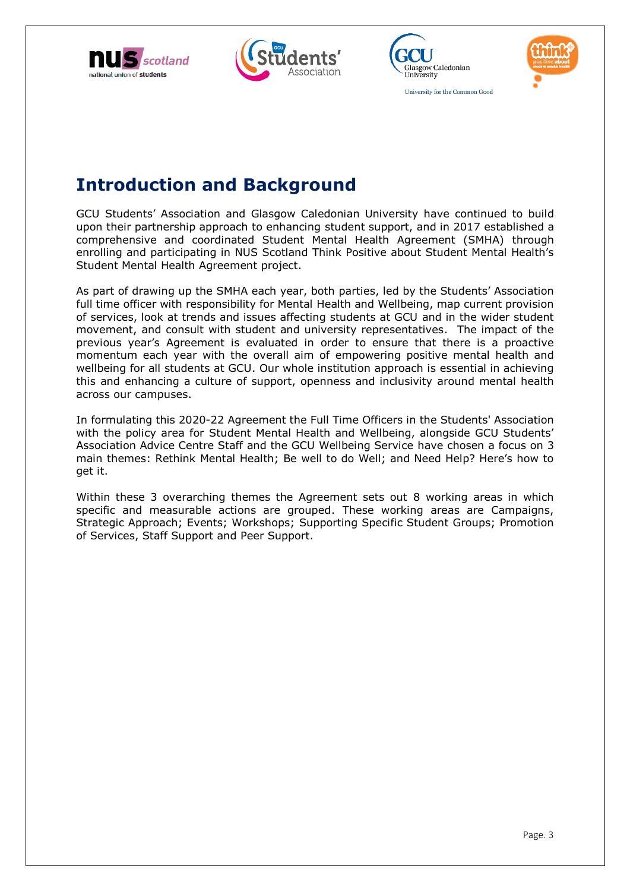# Introduction and Background

GCU Students' Association and Glasgow Caledonian University have continued to build upon their partnership approach to enhancing student support, and in 2017 established a comprehensive and coordinated Student Mental Health Agreement (SMHA) through enrolling and participating in NUS Scotland Think Positive about Student Mental Health's Student Mental Health Agreement project.

As part of drawing up the SMHA each year, both parties, led by the Students' Association full time officer with responsibility for Mental Health and Wellbeing, map current provision of services, look at trends and issues affecting students at GCU and in the wider student movement, and consult with student and university representatives. The impact of the previous year's Agreement is evaluated in order to ensure that there is a proactive momentum each year with the overall aim of empowering positive mental health and wellbeing for all students at GCU. Our whole institution approach is essential in achieving this and enhancing a culture of support, openness and inclusivity around mental health across our campuses.

In formulating this 2020-22 Agreement the Full Time Officers in the Students' Association with the policy area for Student Mental Health and Wellbeing, alongside GCU Students' Association Advice Centre Staff and the GCU Wellbeing Service have chosen a focus on 3 main themes: Rethink Mental Health; Be well to do Well; and Need Help? Here's how to get it.

Within these 3 overarching themes the Agreement sets out 8 working areas in which specific and measurable actions are grouped. These working areas are Campaigns, Strategic Approach; Events; Workshops; Supporting Specific Student Groups; Promotion of Services, Staff Support and Peer Support.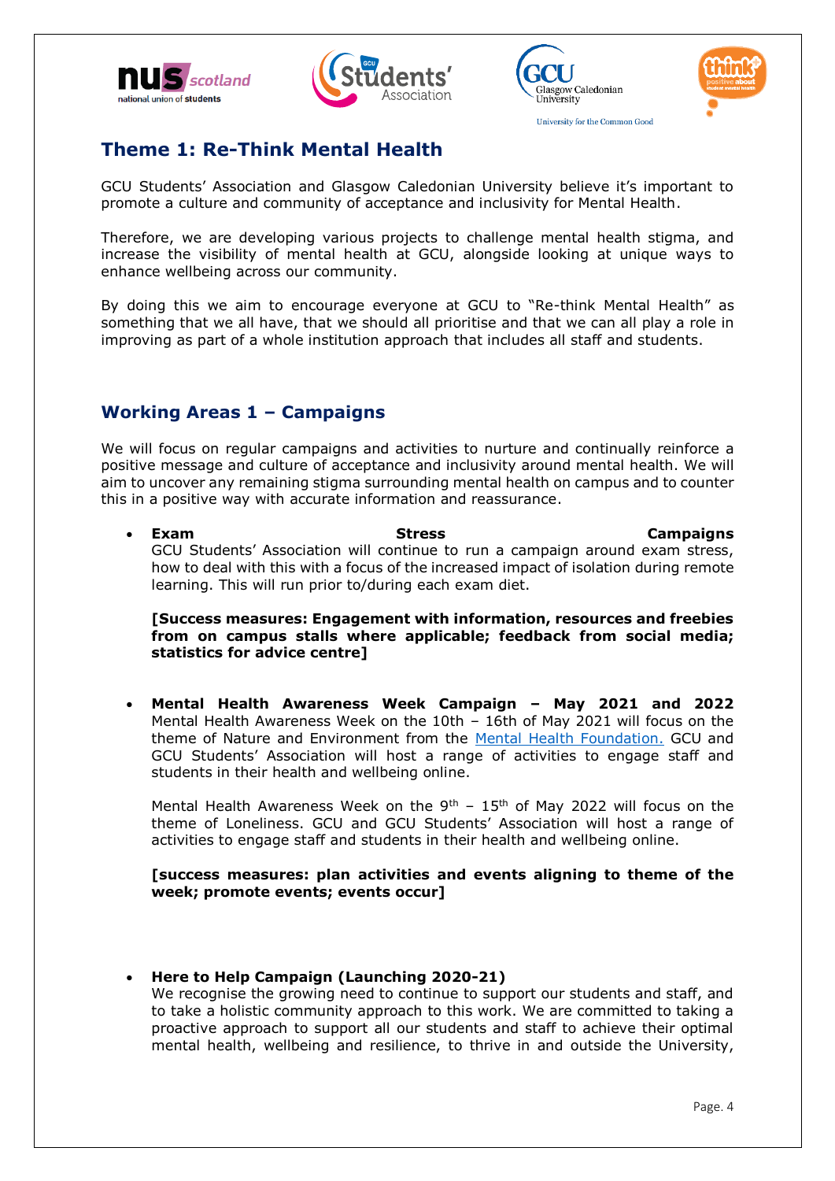## Theme 1: Re-Think Mental Health

GCU Students' Association and Glasgow Caledonian University believe it's important to promote a culture and community of acceptance and inclusivity for Mental Health.

Therefore, we are developing various projects to challenge mental health stigma, and increase the visibility of mental health at GCU, alongside looking at unique ways to enhance wellbeing across our community.

By doing this we aim to encourage everyone at GCU to "Re-think Mental Health" as something that we all have, that we should all prioritise and that we can all play a role in improving as part of a whole institution approach that includes all staff and students.

## Working Areas 1 – Campaigns

We will focus on regular campaigns and activities to nurture and continually reinforce a positive message and culture of acceptance and inclusivity around mental health. We will aim to uncover any remaining stigma surrounding mental health on campus and to counter this in a positive way with accurate information and reassurance.

- **Exam Stress Campaigns**
  GCU Students' Association will continue to run a campaign around exam stress, how to deal with this with a focus of the increased impact of isolation during remote learning. This will run prior to/during each exam diet.

  **[Success measures: Engagement with information, resources and freebies from on campus stalls where applicable; feedback from social media; statistics for advice centre]**

- **Mental Health Awareness Week Campaign – May 2021 and 2022**
  Mental Health Awareness Week on the 10th – 16th of May 2021 will focus on the theme of Nature and Environment from the [Mental Health Foundation.](#) GCU and GCU Students' Association will host a range of activities to engage staff and students in their health and wellbeing online.

  Mental Health Awareness Week on the 9th – 15th of May 2022 will focus on the theme of Loneliness. GCU and GCU Students' Association will host a range of activities to engage staff and students in their health and wellbeing online.

  **[success measures: plan activities and events aligning to theme of the week; promote events; events occur]**

- **Here to Help Campaign (Launching 2020-21)**
  We recognise the growing need to continue to support our students and staff, and to take a holistic community approach to this work. We are committed to taking a proactive approach to support all our students and staff to achieve their optimal mental health, wellbeing and resilience, to thrive in and outside the University,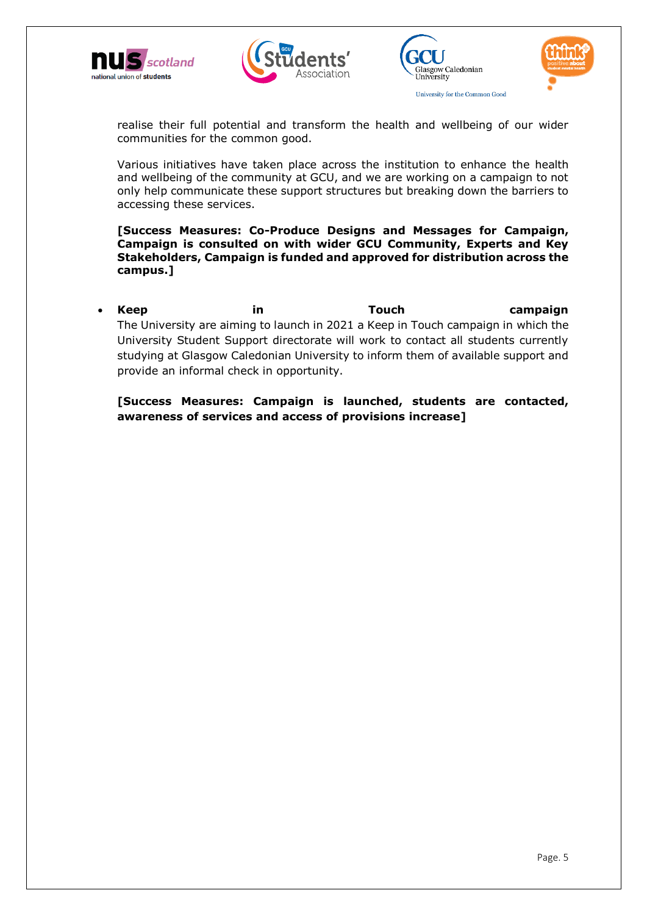realise their full potential and transform the health and wellbeing of our wider communities for the common good.

Various initiatives have taken place across the institution to enhance the health and wellbeing of the community at GCU, and we are working on a campaign to not only help communicate these support structures but breaking down the barriers to accessing these services.

**[Success Measures: Co-Produce Designs and Messages for Campaign, Campaign is consulted on with wider GCU Community, Experts and Key Stakeholders, Campaign is funded and approved for distribution across the campus.]**

- **Keep in Touch campaign**
  The University are aiming to launch in 2021 a Keep in Touch campaign in which the University Student Support directorate will work to contact all students currently studying at Glasgow Caledonian University to inform them of available support and provide an informal check in opportunity.

  **[Success Measures: Campaign is launched, students are contacted, awareness of services and access of provisions increase]**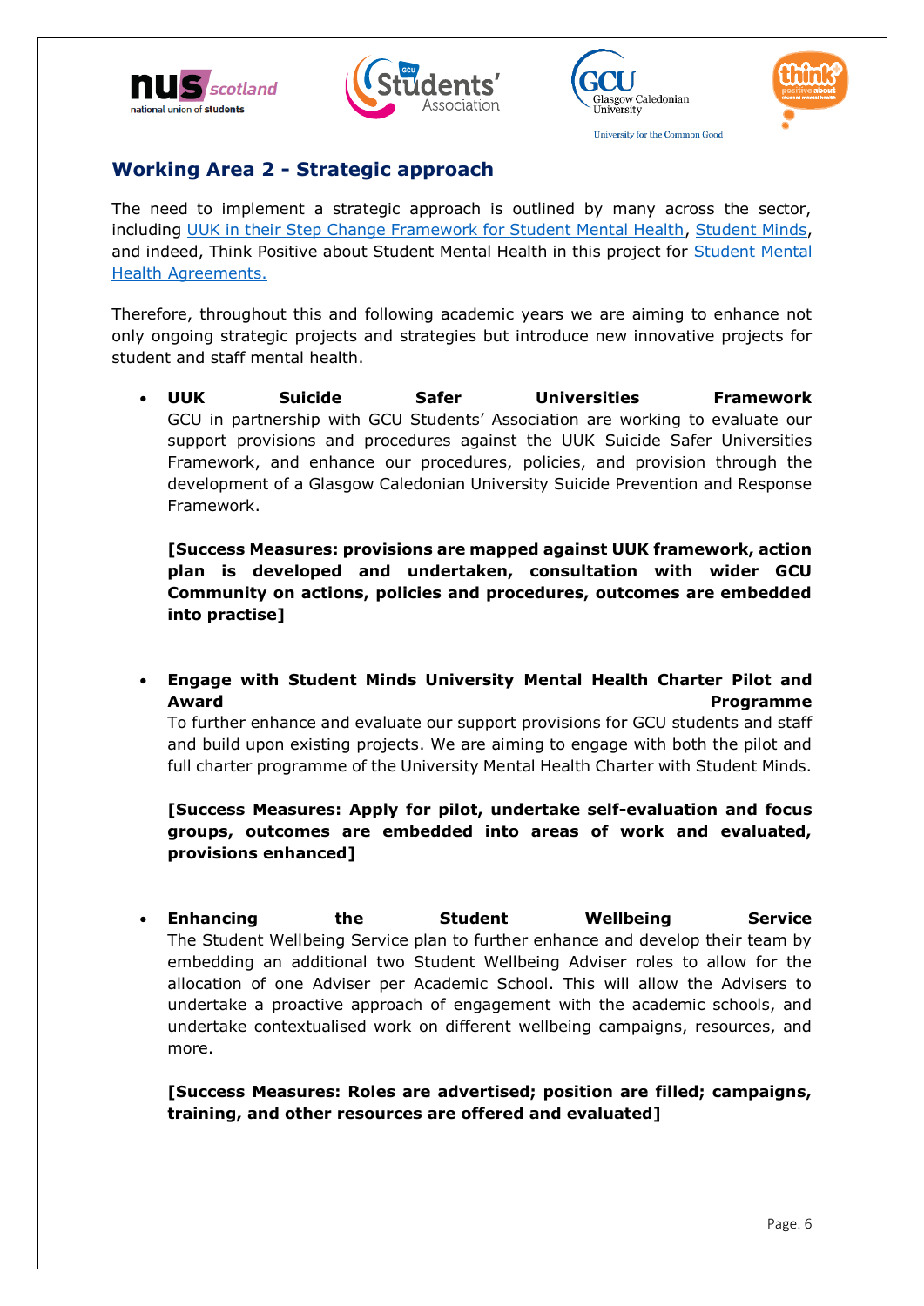## Working Area 2 - Strategic approach

The need to implement a strategic approach is outlined by many across the sector, including UUK in their Step Change Framework for Student Mental Health, Student Minds, and indeed, Think Positive about Student Mental Health in this project for Student Mental Health Agreements.

Therefore, throughout this and following academic years we are aiming to enhance not only ongoing strategic projects and strategies but introduce new innovative projects for student and staff mental health.

- **UUK Suicide Safer Universities Framework**
  GCU in partnership with GCU Students' Association are working to evaluate our support provisions and procedures against the UUK Suicide Safer Universities Framework, and enhance our procedures, policies, and provision through the development of a Glasgow Caledonian University Suicide Prevention and Response Framework.

  **[Success Measures: provisions are mapped against UUK framework, action plan is developed and undertaken, consultation with wider GCU Community on actions, policies and procedures, outcomes are embedded into practise]**

- **Engage with Student Minds University Mental Health Charter Pilot and Award Programme**
  To further enhance and evaluate our support provisions for GCU students and staff and build upon existing projects. We are aiming to engage with both the pilot and full charter programme of the University Mental Health Charter with Student Minds.

  **[Success Measures: Apply for pilot, undertake self-evaluation and focus groups, outcomes are embedded into areas of work and evaluated, provisions enhanced]**

- **Enhancing the Student Wellbeing Service**
  The Student Wellbeing Service plan to further enhance and develop their team by embedding an additional two Student Wellbeing Adviser roles to allow for the allocation of one Adviser per Academic School. This will allow the Advisers to undertake a proactive approach of engagement with the academic schools, and undertake contextualised work on different wellbeing campaigns, resources, and more.

  **[Success Measures: Roles are advertised; position are filled; campaigns, training, and other resources are offered and evaluated]**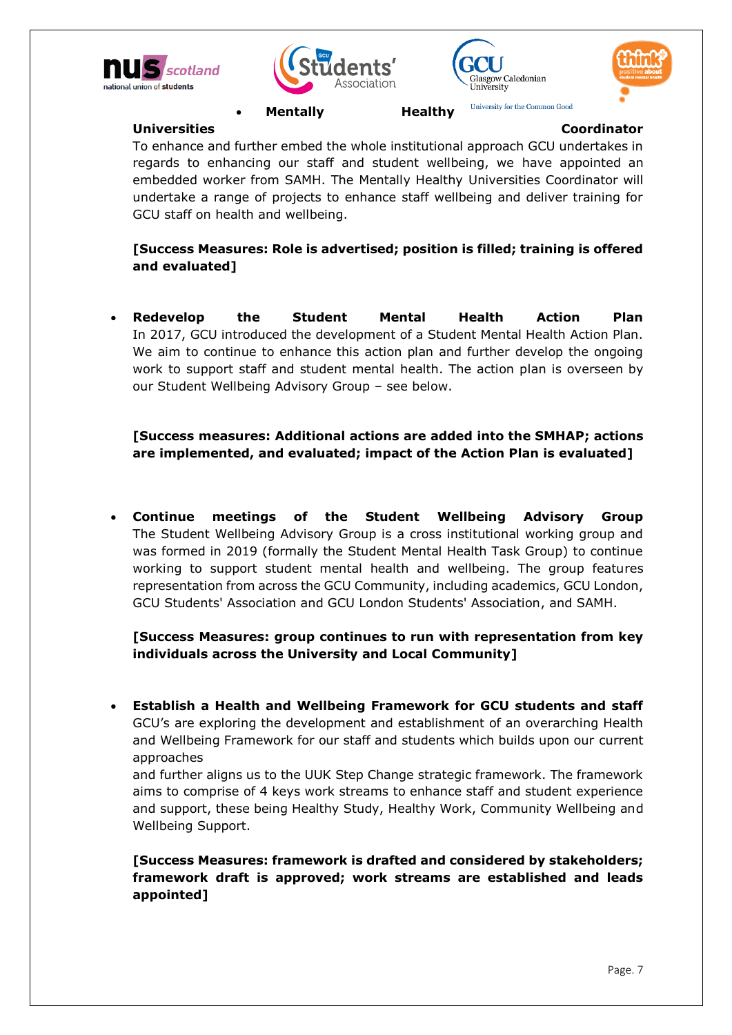- **Mentally Healthy Universities Coordinator**
  To enhance and further embed the whole institutional approach GCU undertakes in regards to enhancing our staff and student wellbeing, we have appointed an embedded worker from SAMH. The Mentally Healthy Universities Coordinator will undertake a range of projects to enhance staff wellbeing and deliver training for GCU staff on health and wellbeing.

  **[Success Measures: Role is advertised; position is filled; training is offered and evaluated]**

- **Redevelop the Student Mental Health Action Plan**
  In 2017, GCU introduced the development of a Student Mental Health Action Plan. We aim to continue to enhance this action plan and further develop the ongoing work to support staff and student mental health. The action plan is overseen by our Student Wellbeing Advisory Group – see below.

  **[Success measures: Additional actions are added into the SMHAP; actions are implemented, and evaluated; impact of the Action Plan is evaluated]**

- **Continue meetings of the Student Wellbeing Advisory Group**
  The Student Wellbeing Advisory Group is a cross institutional working group and was formed in 2019 (formally the Student Mental Health Task Group) to continue working to support student mental health and wellbeing. The group features representation from across the GCU Community, including academics, GCU London, GCU Students' Association and GCU London Students' Association, and SAMH.

  **[Success Measures: group continues to run with representation from key individuals across the University and Local Community]**

- **Establish a Health and Wellbeing Framework for GCU students and staff**
  GCU's are exploring the development and establishment of an overarching Health and Wellbeing Framework for our staff and students which builds upon our current approaches
  and further aligns us to the UUK Step Change strategic framework. The framework aims to comprise of 4 keys work streams to enhance staff and student experience and support, these being Healthy Study, Healthy Work, Community Wellbeing and Wellbeing Support.

  **[Success Measures: framework is drafted and considered by stakeholders; framework draft is approved; work streams are established and leads appointed]**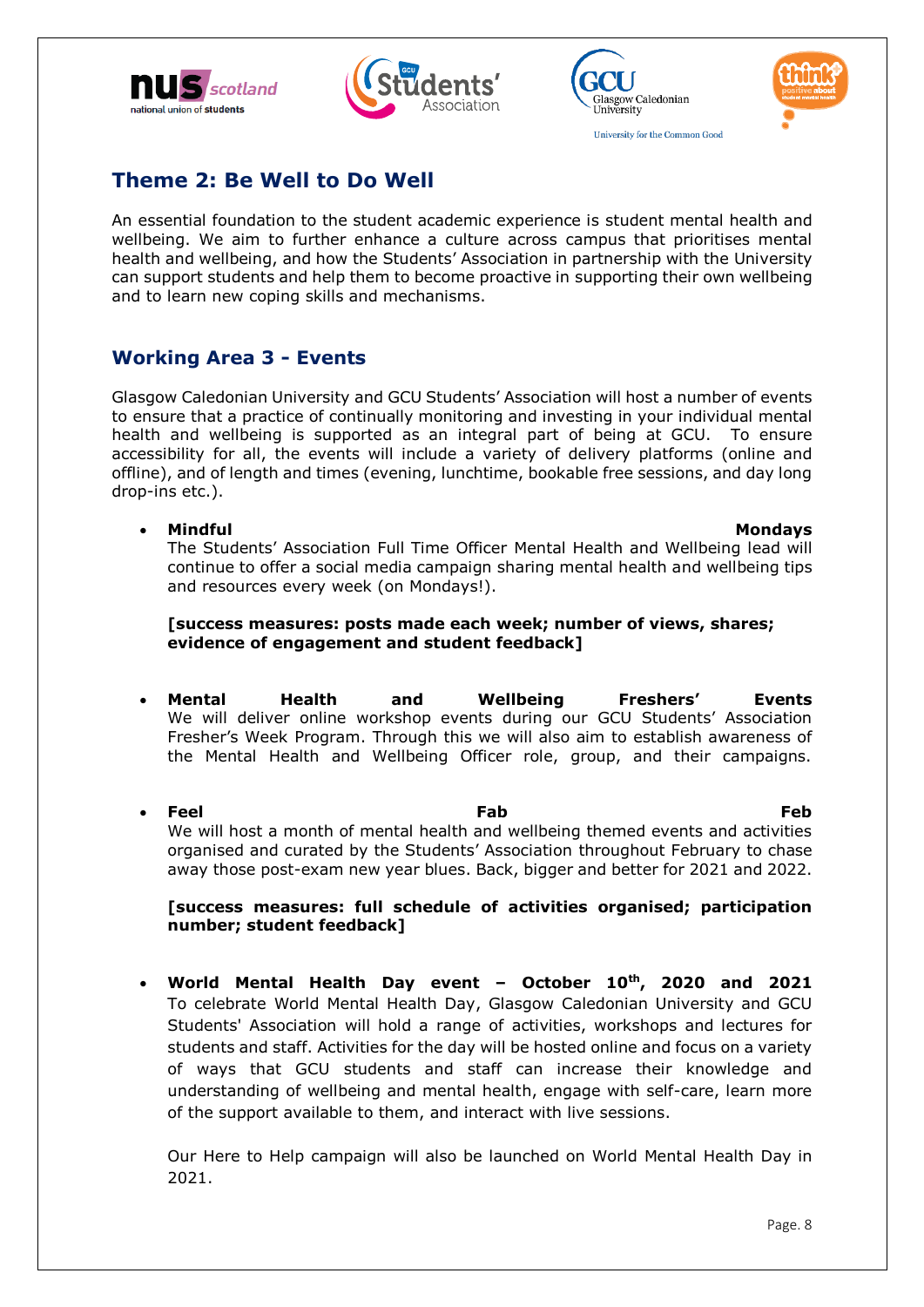## Theme 2: Be Well to Do Well

An essential foundation to the student academic experience is student mental health and wellbeing. We aim to further enhance a culture across campus that prioritises mental health and wellbeing, and how the Students' Association in partnership with the University can support students and help them to become proactive in supporting their own wellbeing and to learn new coping skills and mechanisms.

### Working Area 3 - Events

Glasgow Caledonian University and GCU Students' Association will host a number of events to ensure that a practice of continually monitoring and investing in your individual mental health and wellbeing is supported as an integral part of being at GCU. To ensure accessibility for all, the events will include a variety of delivery platforms (online and offline), and of length and times (evening, lunchtime, bookable free sessions, and day long drop-ins etc.).

- **Mindful Mondays**
  The Students' Association Full Time Officer Mental Health and Wellbeing lead will continue to offer a social media campaign sharing mental health and wellbeing tips and resources every week (on Mondays!).

  **[success measures: posts made each week; number of views, shares; evidence of engagement and student feedback]**

- **Mental Health and Wellbeing Freshers' Events**
  We will deliver online workshop events during our GCU Students' Association Fresher's Week Program. Through this we will also aim to establish awareness of the Mental Health and Wellbeing Officer role, group, and their campaigns.

- **Feel Fab Feb**
  We will host a month of mental health and wellbeing themed events and activities organised and curated by the Students' Association throughout February to chase away those post-exam new year blues. Back, bigger and better for 2021 and 2022.

  **[success measures: full schedule of activities organised; participation number; student feedback]**

- **World Mental Health Day event – October 10th, 2020 and 2021**
  To celebrate World Mental Health Day, Glasgow Caledonian University and GCU Students' Association will hold a range of activities, workshops and lectures for students and staff. Activities for the day will be hosted online and focus on a variety of ways that GCU students and staff can increase their knowledge and understanding of wellbeing and mental health, engage with self-care, learn more of the support available to them, and interact with live sessions.

  Our Here to Help campaign will also be launched on World Mental Health Day in 2021.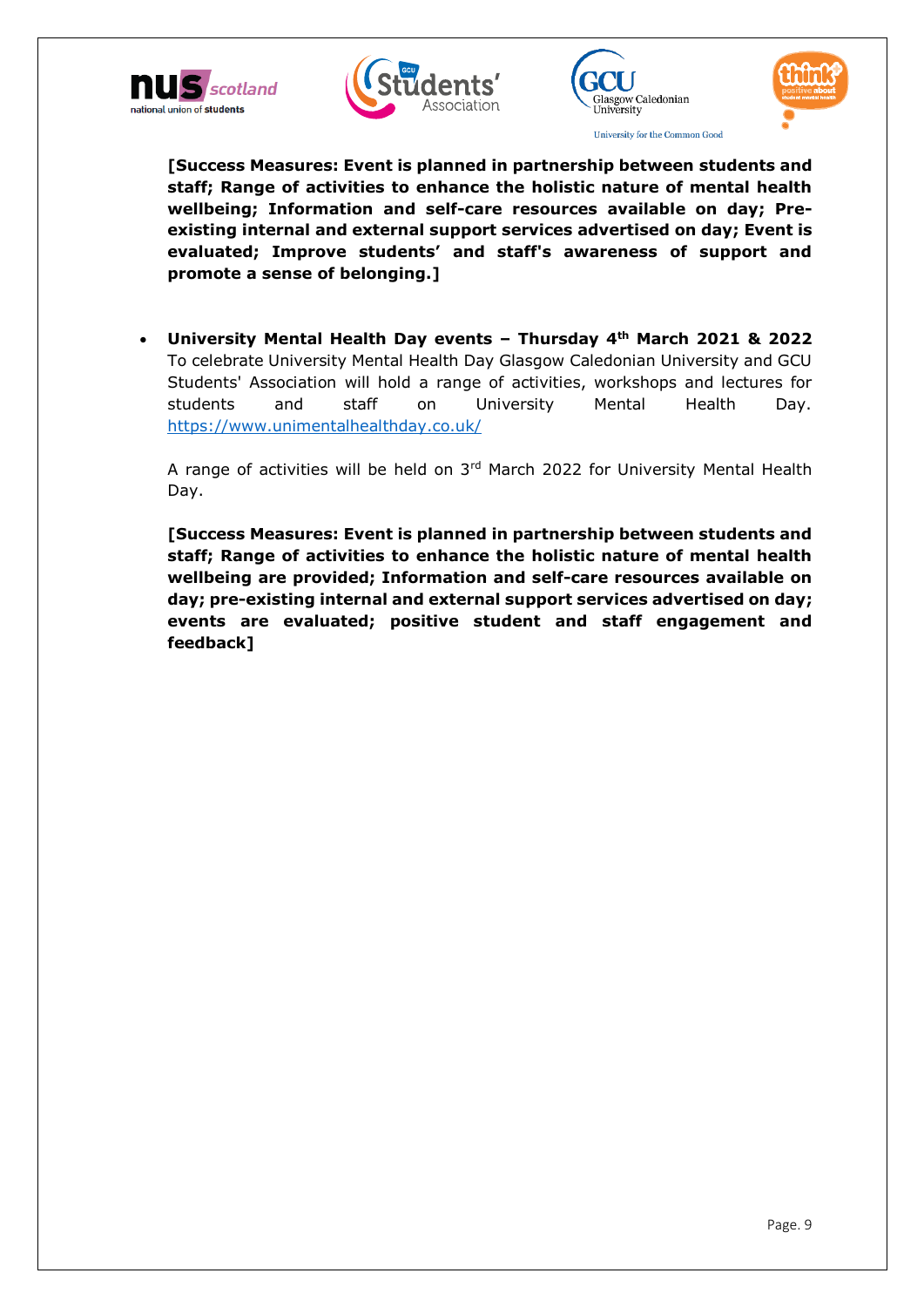**[Success Measures: Event is planned in partnership between students and staff; Range of activities to enhance the holistic nature of mental health wellbeing; Information and self-care resources available on day; Pre-existing internal and external support services advertised on day; Event is evaluated; Improve students' and staff's awareness of support and promote a sense of belonging.]**

- **University Mental Health Day events – Thursday 4th March 2021 & 2022**
  To celebrate University Mental Health Day Glasgow Caledonian University and GCU Students' Association will hold a range of activities, workshops and lectures for students and staff on University Mental Health Day. https://www.unimentalhealthday.co.uk/

  A range of activities will be held on 3rd March 2022 for University Mental Health Day.

  **[Success Measures: Event is planned in partnership between students and staff; Range of activities to enhance the holistic nature of mental health wellbeing are provided; Information and self-care resources available on day; pre-existing internal and external support services advertised on day; events are evaluated; positive student and staff engagement and feedback]**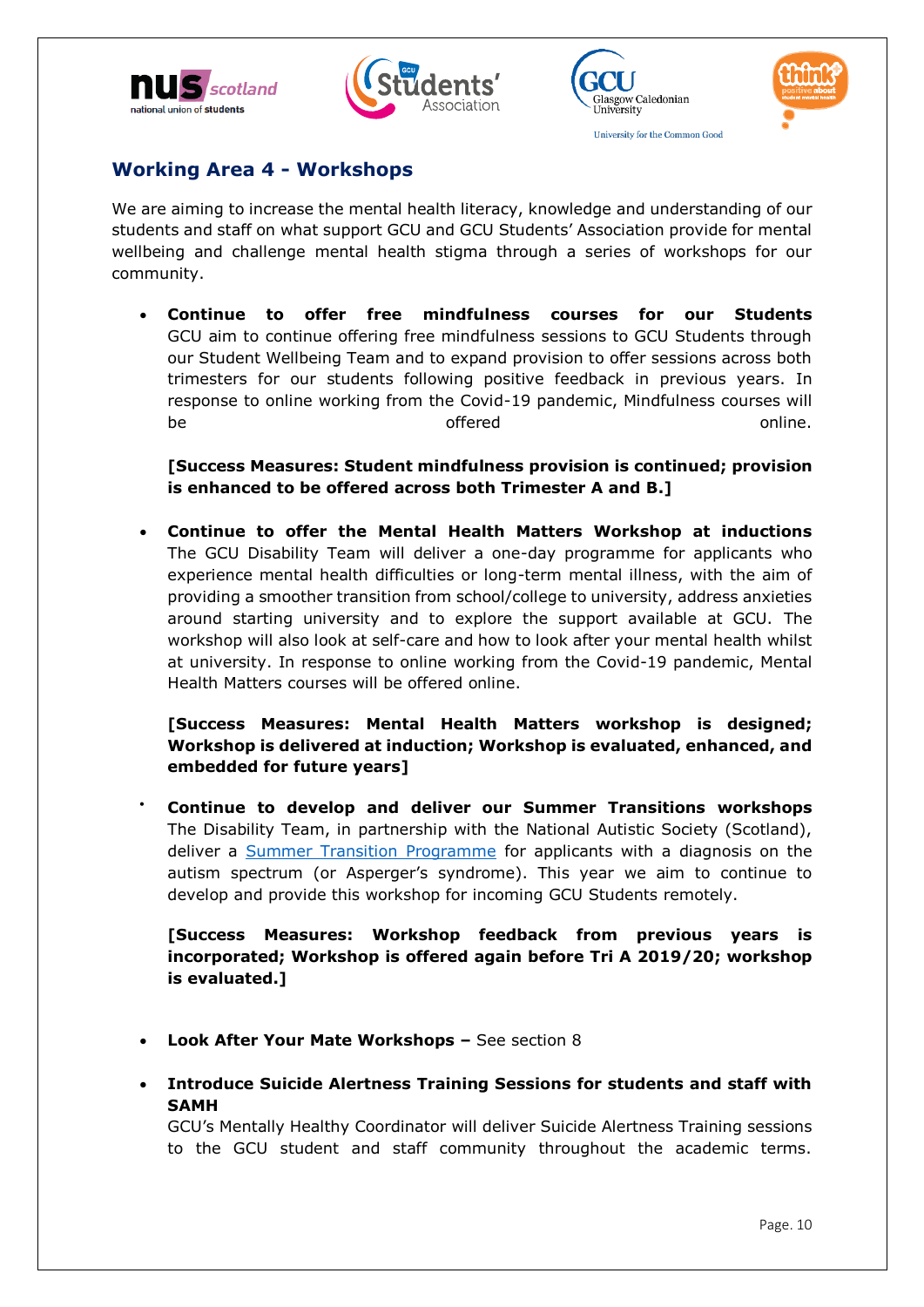## Working Area 4 - Workshops

We are aiming to increase the mental health literacy, knowledge and understanding of our students and staff on what support GCU and GCU Students' Association provide for mental wellbeing and challenge mental health stigma through a series of workshops for our community.

- **Continue to offer free mindfulness courses for our Students** GCU aim to continue offering free mindfulness sessions to GCU Students through our Student Wellbeing Team and to expand provision to offer sessions across both trimesters for our students following positive feedback in previous years. In response to online working from the Covid-19 pandemic, Mindfulness courses will be offered online.

  **[Success Measures: Student mindfulness provision is continued; provision is enhanced to be offered across both Trimester A and B.]**

- **Continue to offer the Mental Health Matters Workshop at inductions** The GCU Disability Team will deliver a one-day programme for applicants who experience mental health difficulties or long-term mental illness, with the aim of providing a smoother transition from school/college to university, address anxieties around starting university and to explore the support available at GCU. The workshop will also look at self-care and how to look after your mental health whilst at university. In response to online working from the Covid-19 pandemic, Mental Health Matters courses will be offered online.

  **[Success Measures: Mental Health Matters workshop is designed; Workshop is delivered at induction; Workshop is evaluated, enhanced, and embedded for future years]**

- **Continue to develop and deliver our Summer Transitions workshops** The Disability Team, in partnership with the National Autistic Society (Scotland), deliver a Summer Transition Programme for applicants with a diagnosis on the autism spectrum (or Asperger's syndrome). This year we aim to continue to develop and provide this workshop for incoming GCU Students remotely.

  **[Success Measures: Workshop feedback from previous years is incorporated; Workshop is offered again before Tri A 2019/20; workshop is evaluated.]**

- **Look After Your Mate Workshops –** See section 8

- **Introduce Suicide Alertness Training Sessions for students and staff with SAMH**
  GCU's Mentally Healthy Coordinator will deliver Suicide Alertness Training sessions to the GCU student and staff community throughout the academic terms.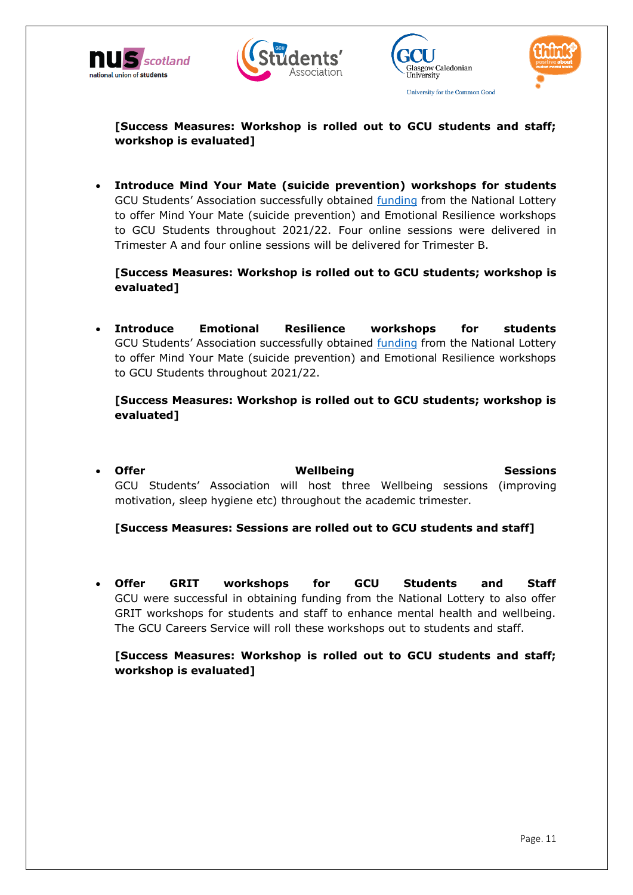**[Success Measures: Workshop is rolled out to GCU students and staff; workshop is evaluated]**

- **Introduce Mind Your Mate (suicide prevention) workshops for students**
  GCU Students' Association successfully obtained funding from the National Lottery to offer Mind Your Mate (suicide prevention) and Emotional Resilience workshops to GCU Students throughout 2021/22. Four online sessions were delivered in Trimester A and four online sessions will be delivered for Trimester B.

  **[Success Measures: Workshop is rolled out to GCU students; workshop is evaluated]**

- **Introduce Emotional Resilience workshops for students**
  GCU Students' Association successfully obtained funding from the National Lottery to offer Mind Your Mate (suicide prevention) and Emotional Resilience workshops to GCU Students throughout 2021/22.

  **[Success Measures: Workshop is rolled out to GCU students; workshop is evaluated]**

- **Offer Wellbeing Sessions**
  GCU Students' Association will host three Wellbeing sessions (improving motivation, sleep hygiene etc) throughout the academic trimester.

  **[Success Measures: Sessions are rolled out to GCU students and staff]**

- **Offer GRIT workshops for GCU Students and Staff**
  GCU were successful in obtaining funding from the National Lottery to also offer GRIT workshops for students and staff to enhance mental health and wellbeing. The GCU Careers Service will roll these workshops out to students and staff.

  **[Success Measures: Workshop is rolled out to GCU students and staff; workshop is evaluated]**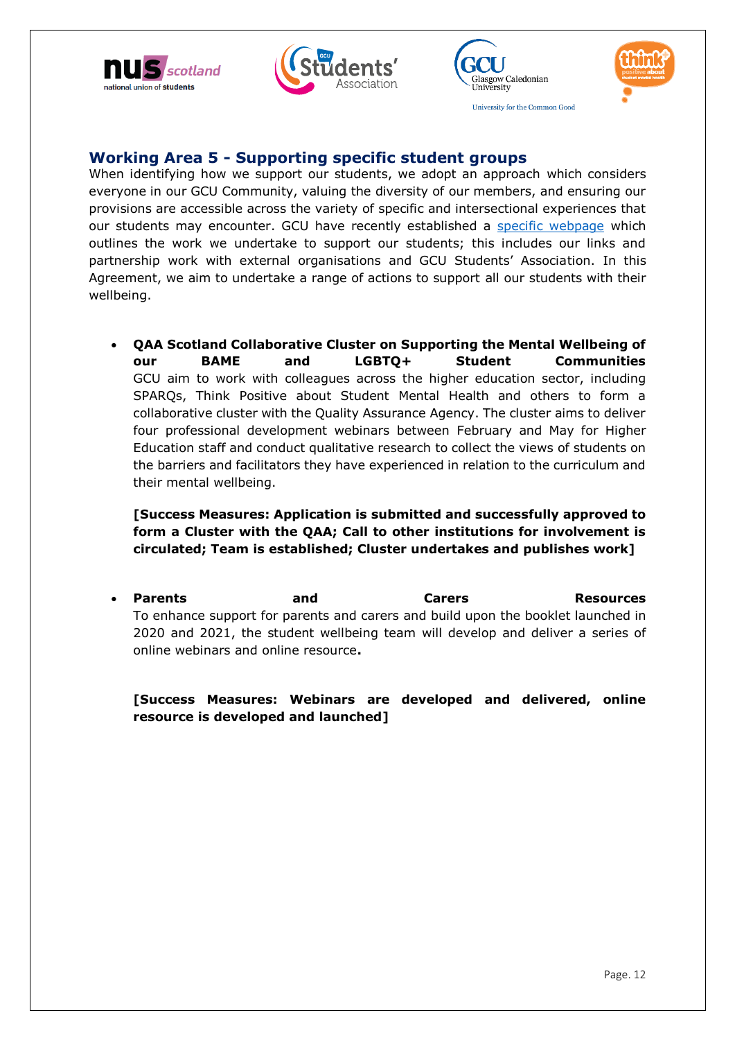## Working Area 5 - Supporting specific student groups

When identifying how we support our students, we adopt an approach which considers everyone in our GCU Community, valuing the diversity of our members, and ensuring our provisions are accessible across the variety of specific and intersectional experiences that our students may encounter. GCU have recently established a specific webpage which outlines the work we undertake to support our students; this includes our links and partnership work with external organisations and GCU Students' Association. In this Agreement, we aim to undertake a range of actions to support all our students with their wellbeing.

- **QAA Scotland Collaborative Cluster on Supporting the Mental Wellbeing of our BAME and LGBTQ+ Student Communities**
  GCU aim to work with colleagues across the higher education sector, including SPARQs, Think Positive about Student Mental Health and others to form a collaborative cluster with the Quality Assurance Agency. The cluster aims to deliver four professional development webinars between February and May for Higher Education staff and conduct qualitative research to collect the views of students on the barriers and facilitators they have experienced in relation to the curriculum and their mental wellbeing.

  **[Success Measures: Application is submitted and successfully approved to form a Cluster with the QAA; Call to other institutions for involvement is circulated; Team is established; Cluster undertakes and publishes work]**

- **Parents and Carers Resources**
  To enhance support for parents and carers and build upon the booklet launched in 2020 and 2021, the student wellbeing team will develop and deliver a series of online webinars and online resource**.**

  **[Success Measures: Webinars are developed and delivered, online resource is developed and launched]**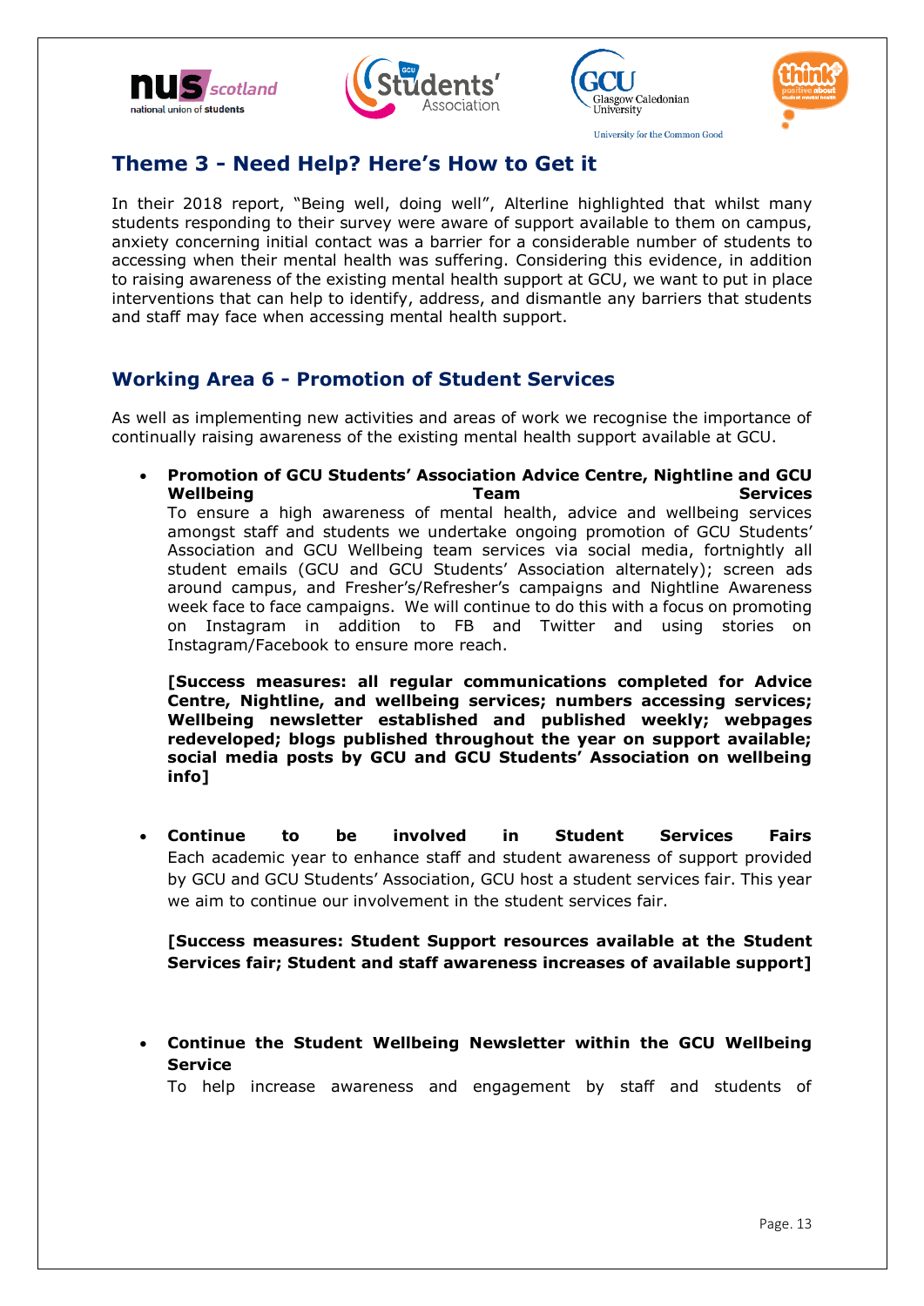## Theme 3 - Need Help? Here's How to Get it

In their 2018 report, "Being well, doing well", Alterline highlighted that whilst many students responding to their survey were aware of support available to them on campus, anxiety concerning initial contact was a barrier for a considerable number of students to accessing when their mental health was suffering. Considering this evidence, in addition to raising awareness of the existing mental health support at GCU, we want to put in place interventions that can help to identify, address, and dismantle any barriers that students and staff may face when accessing mental health support.

### Working Area 6 - Promotion of Student Services

As well as implementing new activities and areas of work we recognise the importance of continually raising awareness of the existing mental health support available at GCU.

- **Promotion of GCU Students' Association Advice Centre, Nightline and GCU Wellbeing Team Services**
  To ensure a high awareness of mental health, advice and wellbeing services amongst staff and students we undertake ongoing promotion of GCU Students' Association and GCU Wellbeing team services via social media, fortnightly all student emails (GCU and GCU Students' Association alternately); screen ads around campus, and Fresher's/Refresher's campaigns and Nightline Awareness week face to face campaigns. We will continue to do this with a focus on promoting on Instagram in addition to FB and Twitter and using stories on Instagram/Facebook to ensure more reach.

  **[Success measures: all regular communications completed for Advice Centre, Nightline, and wellbeing services; numbers accessing services; Wellbeing newsletter established and published weekly; webpages redeveloped; blogs published throughout the year on support available; social media posts by GCU and GCU Students' Association on wellbeing info]**

- **Continue to be involved in Student Services Fairs**
  Each academic year to enhance staff and student awareness of support provided by GCU and GCU Students' Association, GCU host a student services fair. This year we aim to continue our involvement in the student services fair.

  **[Success measures: Student Support resources available at the Student Services fair; Student and staff awareness increases of available support]**

- **Continue the Student Wellbeing Newsletter within the GCU Wellbeing Service**
  To help increase awareness and engagement by staff and students of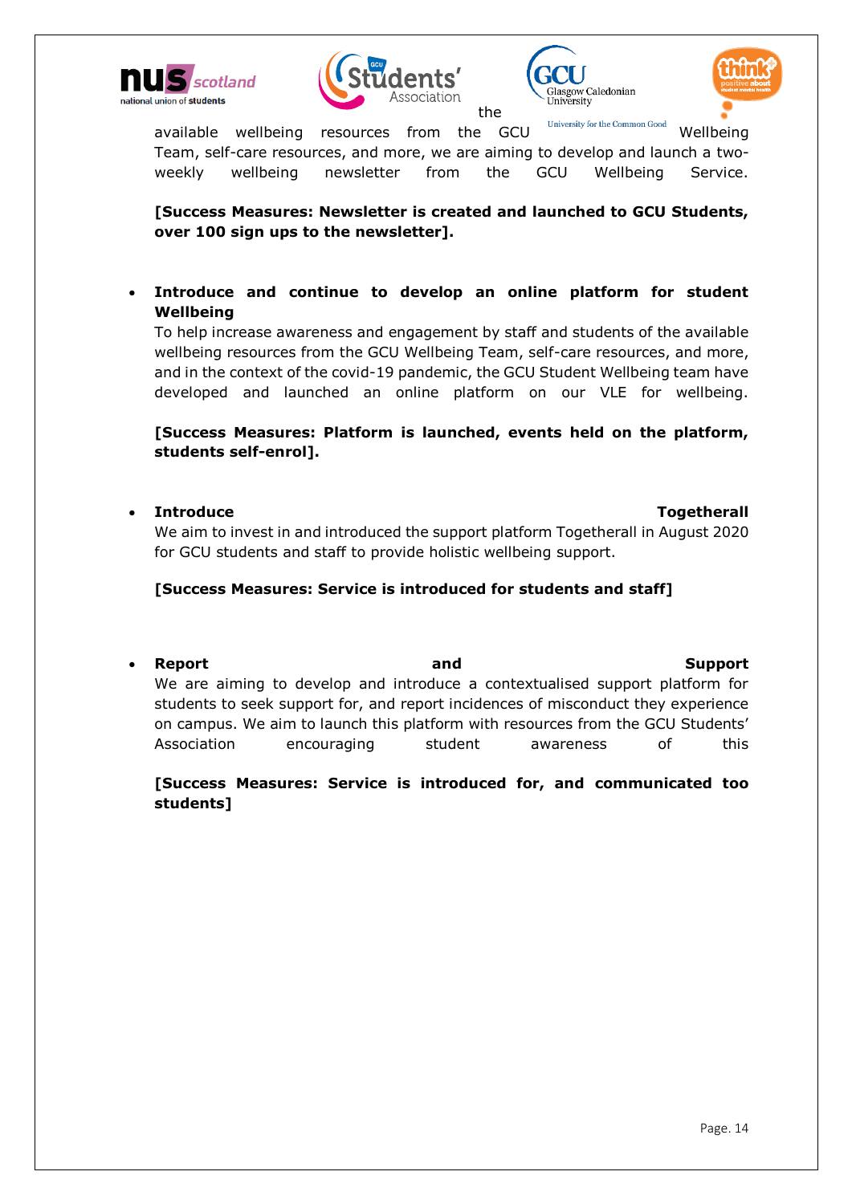the available wellbeing resources from the GCU Wellbeing Team, self-care resources, and more, we are aiming to develop and launch a two-weekly wellbeing newsletter from the GCU Wellbeing Service.

**[Success Measures: Newsletter is created and launched to GCU Students, over 100 sign ups to the newsletter].**

- **Introduce and continue to develop an online platform for student Wellbeing**
  To help increase awareness and engagement by staff and students of the available wellbeing resources from the GCU Wellbeing Team, self-care resources, and more, and in the context of the covid-19 pandemic, the GCU Student Wellbeing team have developed and launched an online platform on our VLE for wellbeing.

  **[Success Measures: Platform is launched, events held on the platform, students self-enrol].**

- **Introduce Togetherall**
  We aim to invest in and introduced the support platform Togetherall in August 2020 for GCU students and staff to provide holistic wellbeing support.

  **[Success Measures: Service is introduced for students and staff]**

- **Report and Support**
  We are aiming to develop and introduce a contextualised support platform for students to seek support for, and report incidences of misconduct they experience on campus. We aim to launch this platform with resources from the GCU Students' Association encouraging student awareness of this

  **[Success Measures: Service is introduced for, and communicated too students]**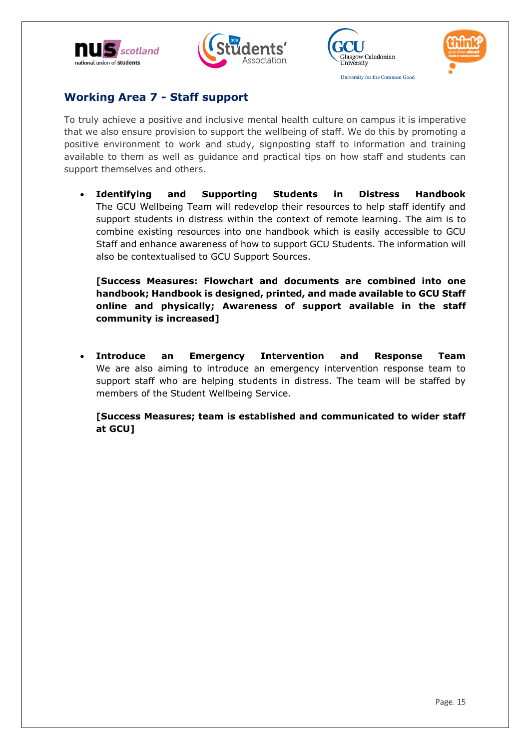## Working Area 7 - Staff support

To truly achieve a positive and inclusive mental health culture on campus it is imperative that we also ensure provision to support the wellbeing of staff. We do this by promoting a positive environment to work and study, signposting staff to information and training available to them as well as guidance and practical tips on how staff and students can support themselves and others.

- **Identifying and Supporting Students in Distress Handbook**
  The GCU Wellbeing Team will redevelop their resources to help staff identify and support students in distress within the context of remote learning. The aim is to combine existing resources into one handbook which is easily accessible to GCU Staff and enhance awareness of how to support GCU Students. The information will also be contextualised to GCU Support Sources.

  **[Success Measures: Flowchart and documents are combined into one handbook; Handbook is designed, printed, and made available to GCU Staff online and physically; Awareness of support available in the staff community is increased]**

- **Introduce an Emergency Intervention and Response Team**
  We are also aiming to introduce an emergency intervention response team to support staff who are helping students in distress. The team will be staffed by members of the Student Wellbeing Service.

  **[Success Measures; team is established and communicated to wider staff at GCU]**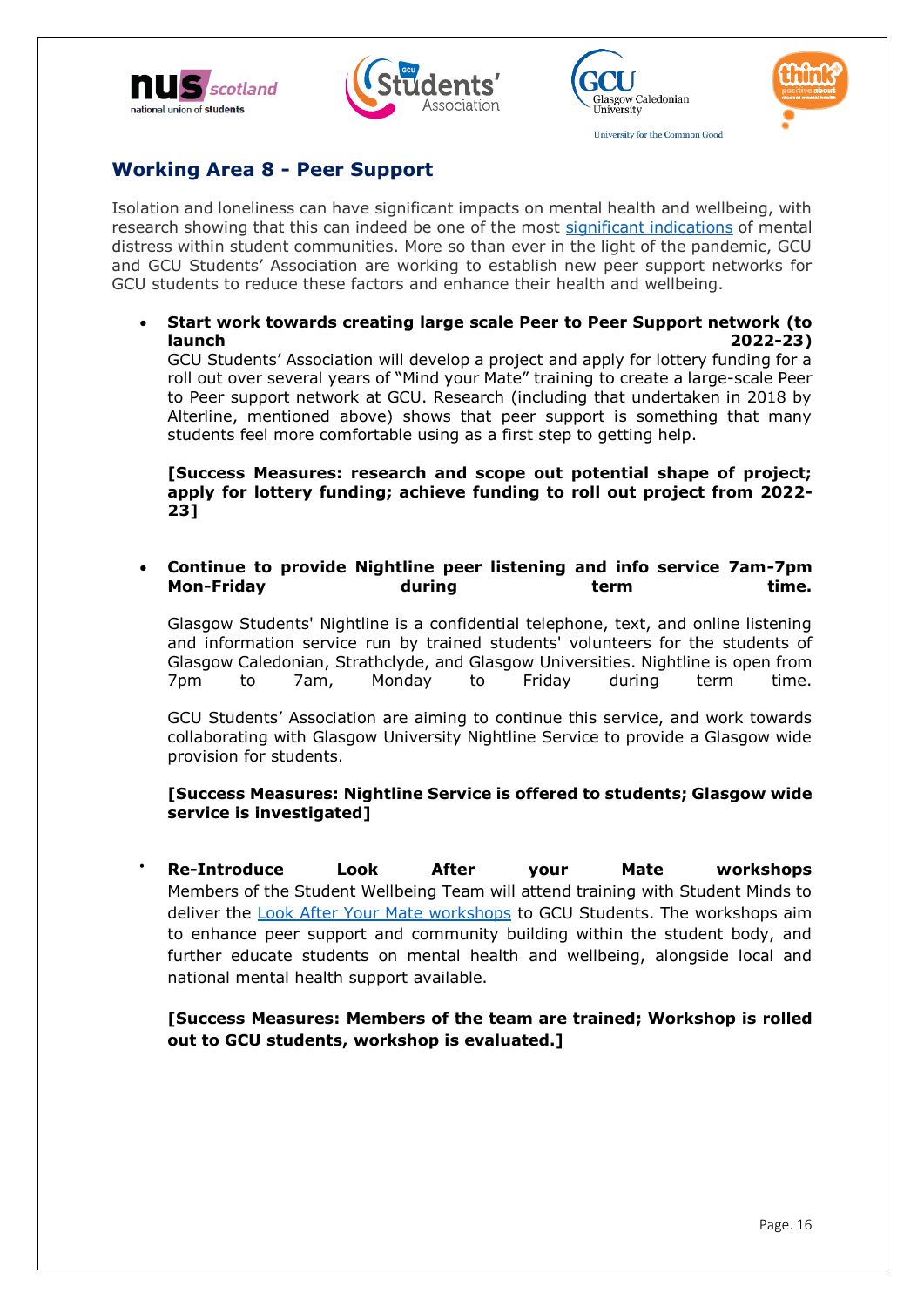## Working Area 8 - Peer Support

Isolation and loneliness can have significant impacts on mental health and wellbeing, with research showing that this can indeed be one of the most significant indications of mental distress within student communities. More so than ever in the light of the pandemic, GCU and GCU Students' Association are working to establish new peer support networks for GCU students to reduce these factors and enhance their health and wellbeing.

- **Start work towards creating large scale Peer to Peer Support network (to launch 2022-23)**
  GCU Students' Association will develop a project and apply for lottery funding for a roll out over several years of "Mind your Mate" training to create a large-scale Peer to Peer support network at GCU. Research (including that undertaken in 2018 by Alterline, mentioned above) shows that peer support is something that many students feel more comfortable using as a first step to getting help.

  **[Success Measures: research and scope out potential shape of project; apply for lottery funding; achieve funding to roll out project from 2022-23]**

- **Continue to provide Nightline peer listening and info service 7am-7pm Mon-Friday during term time.**

  Glasgow Students' Nightline is a confidential telephone, text, and online listening and information service run by trained students' volunteers for the students of Glasgow Caledonian, Strathclyde, and Glasgow Universities. Nightline is open from 7pm to 7am, Monday to Friday during term time.

  GCU Students' Association are aiming to continue this service, and work towards collaborating with Glasgow University Nightline Service to provide a Glasgow wide provision for students.

  **[Success Measures: Nightline Service is offered to students; Glasgow wide service is investigated]**

- **Re-Introduce Look After your Mate workshops**
  Members of the Student Wellbeing Team will attend training with Student Minds to deliver the Look After Your Mate workshops to GCU Students. The workshops aim to enhance peer support and community building within the student body, and further educate students on mental health and wellbeing, alongside local and national mental health support available.

  **[Success Measures: Members of the team are trained; Workshop is rolled out to GCU students, workshop is evaluated.]**